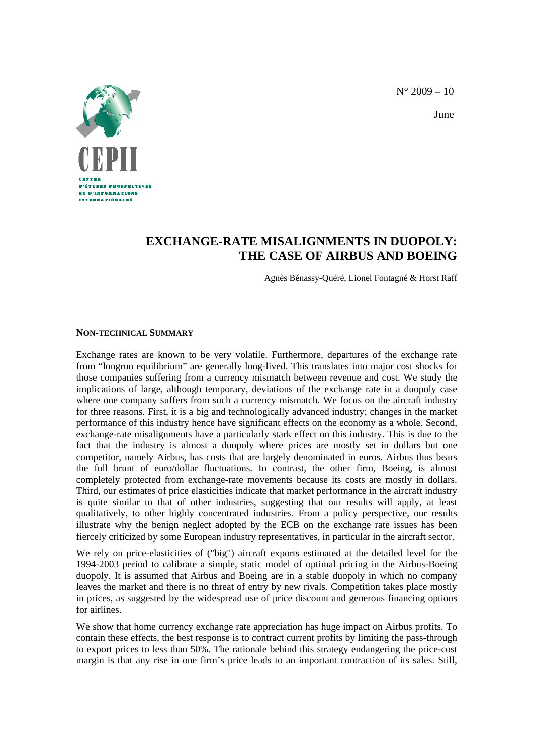N° 2009 – 10

June

CEPII

CENTRE D'ÉTUDES PROSPECTIVES ET D'INFORMATIONS INTERNATIONALES

# EXCHANGE-RATE MISALIGNMENTS IN DUOPOLY: THE CASE OF AIRBUS AND BOEING

Agnès Bénassy-Quéré, Lionel Fontagné & Horst Raff

## NON-TECHNICAL SUMMARY

Exchange rates are known to be very volatile. Furthermore, departures of the exchange rate from "longrun equilibrium" are generally long-lived. This translates into major cost shocks for those companies suffering from a currency mismatch between revenue and cost. We study the implications of large, although temporary, deviations of the exchange rate in a duopoly case where one company suffers from such a currency mismatch. We focus on the aircraft industry for three reasons. First, it is a big and technologically advanced industry; changes in the market performance of this industry hence have significant effects on the economy as a whole. Second, exchange-rate misalignments have a particularly stark effect on this industry. This is due to the fact that the industry is almost a duopoly where prices are mostly set in dollars but one competitor, namely Airbus, has costs that are largely denominated in euros. Airbus thus bears the full brunt of euro/dollar fluctuations. In contrast, the other firm, Boeing, is almost completely protected from exchange-rate movements because its costs are mostly in dollars. Third, our estimates of price elasticities indicate that market performance in the aircraft industry is quite similar to that of other industries, suggesting that our results will apply, at least qualitatively, to other highly concentrated industries. From a policy perspective, our results illustrate why the benign neglect adopted by the ECB on the exchange rate issues has been fiercely criticized by some European industry representatives, in particular in the aircraft sector.

We rely on price-elasticities of ("big") aircraft exports estimated at the detailed level for the 1994-2003 period to calibrate a simple, static model of optimal pricing in the Airbus-Boeing duopoly. It is assumed that Airbus and Boeing are in a stable duopoly in which no company leaves the market and there is no threat of entry by new rivals. Competition takes place mostly in prices, as suggested by the widespread use of price discount and generous financing options for airlines.

We show that home currency exchange rate appreciation has huge impact on Airbus profits. To contain these effects, the best response is to contract current profits by limiting the pass-through to export prices to less than 50%. The rationale behind this strategy endangering the price-cost margin is that any rise in one firm's price leads to an important contraction of its sales. Still,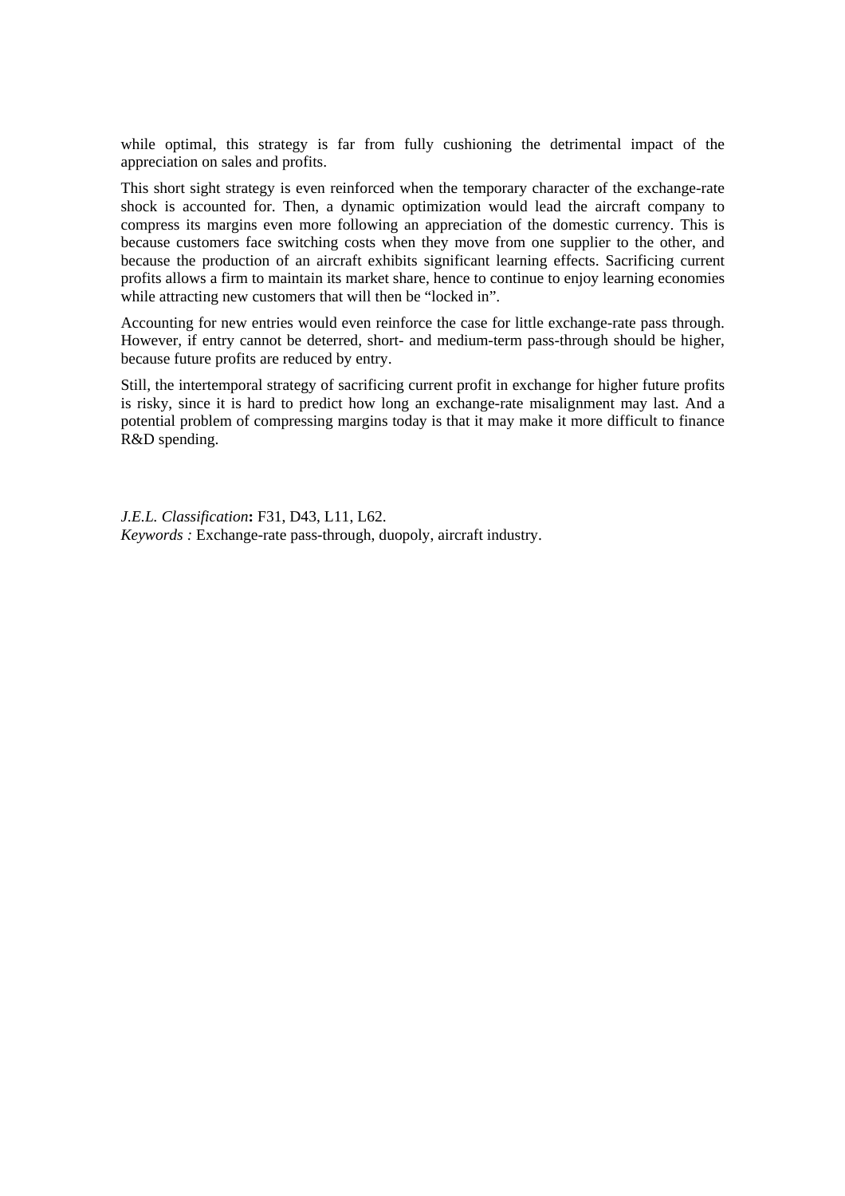while optimal, this strategy is far from fully cushioning the detrimental impact of the appreciation on sales and profits.

This short sight strategy is even reinforced when the temporary character of the exchange-rate shock is accounted for. Then, a dynamic optimization would lead the aircraft company to compress its margins even more following an appreciation of the domestic currency. This is because customers face switching costs when they move from one supplier to the other, and because the production of an aircraft exhibits significant learning effects. Sacrificing current profits allows a firm to maintain its market share, hence to continue to enjoy learning economies while attracting new customers that will then be "locked in".

Accounting for new entries would even reinforce the case for little exchange-rate pass through. However, if entry cannot be deterred, short- and medium-term pass-through should be higher, because future profits are reduced by entry.

Still, the intertemporal strategy of sacrificing current profit in exchange for higher future profits is risky, since it is hard to predict how long an exchange-rate misalignment may last. And a potential problem of compressing margins today is that it may make it more difficult to finance R&D spending.

*J.E.L. Classification*: F31, D43, L11, L62.
*Keywords :* Exchange-rate pass-through, duopoly, aircraft industry.